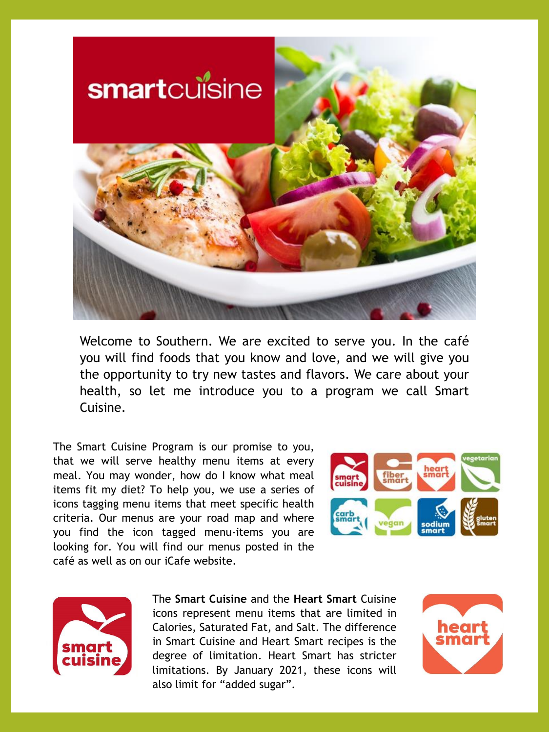# smartcuisine

Welcome to Southern. We are excited to serve you. In the café you will find foods that you know and love, and we will give you the opportunity to try new tastes and flavors. We care about your health, so let me introduce you to a program we call Smart Cuisine.

The Smart Cuisine Program is our promise to you, that we will serve healthy menu items at every meal. You may wonder, how do I know what meal items fit my diet? To help you, we use a series of icons tagging menu items that meet specific health criteria. Our menus are your road map and where you find the icon tagged menu-items you are looking for. You will find our menus posted in the café as well as on our iCafe website.

The **Smart Cuisine** and the **Heart Smart** Cuisine icons represent menu items that are limited in Calories, Saturated Fat, and Salt. The difference in Smart Cuisine and Heart Smart recipes is the degree of limitation. Heart Smart has stricter limitations. By January 2021, these icons will also limit for "added sugar".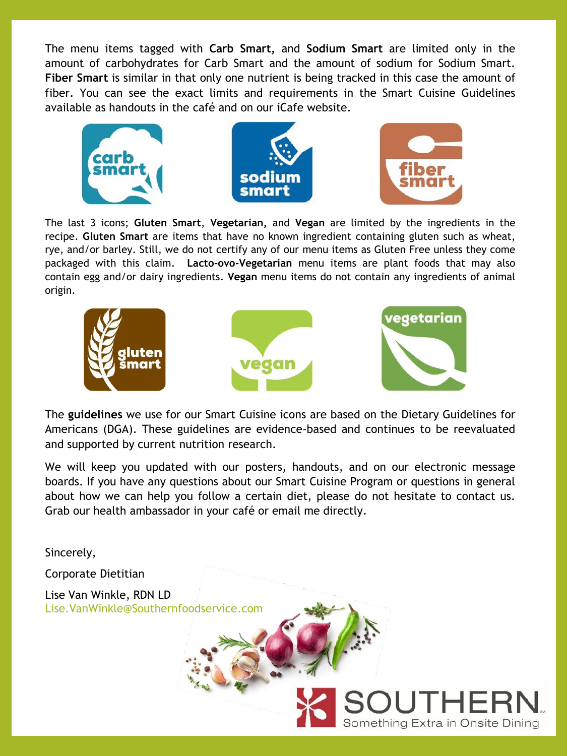The menu items tagged with **Carb Smart,** and **Sodium Smart** are limited only in the amount of carbohydrates for Carb Smart and the amount of sodium for Sodium Smart. **Fiber Smart** is similar in that only one nutrient is being tracked in this case the amount of fiber. You can see the exact limits and requirements in the Smart Cuisine Guidelines available as handouts in the café and on our iCafe website.

The last 3 icons; **Gluten Smart**, **Vegetarian**, and **Vegan** are limited by the ingredients in the recipe. **Gluten Smart** are items that have no known ingredient containing gluten such as wheat, rye, and/or barley. Still, we do not certify any of our menu items as Gluten Free unless they come packaged with this claim. **Lacto-ovo-Vegetarian** menu items are plant foods that may also contain egg and/or dairy ingredients. **Vegan** menu items do not contain any ingredients of animal origin.

The **guidelines** we use for our Smart Cuisine icons are based on the Dietary Guidelines for Americans (DGA). These guidelines are evidence-based and continues to be reevaluated and supported by current nutrition research.

We will keep you updated with our posters, handouts, and on our electronic message boards. If you have any questions about our Smart Cuisine Program or questions in general about how we can help you follow a certain diet, please do not hesitate to contact us. Grab our health ambassador in your café or email me directly.

Sincerely,

Corporate Dietitian

Lise Van Winkle, RDN LD
Lise.VanWinkle@Southernfoodservice.com

SOUTHERN
Something Extra in Onsite Dining